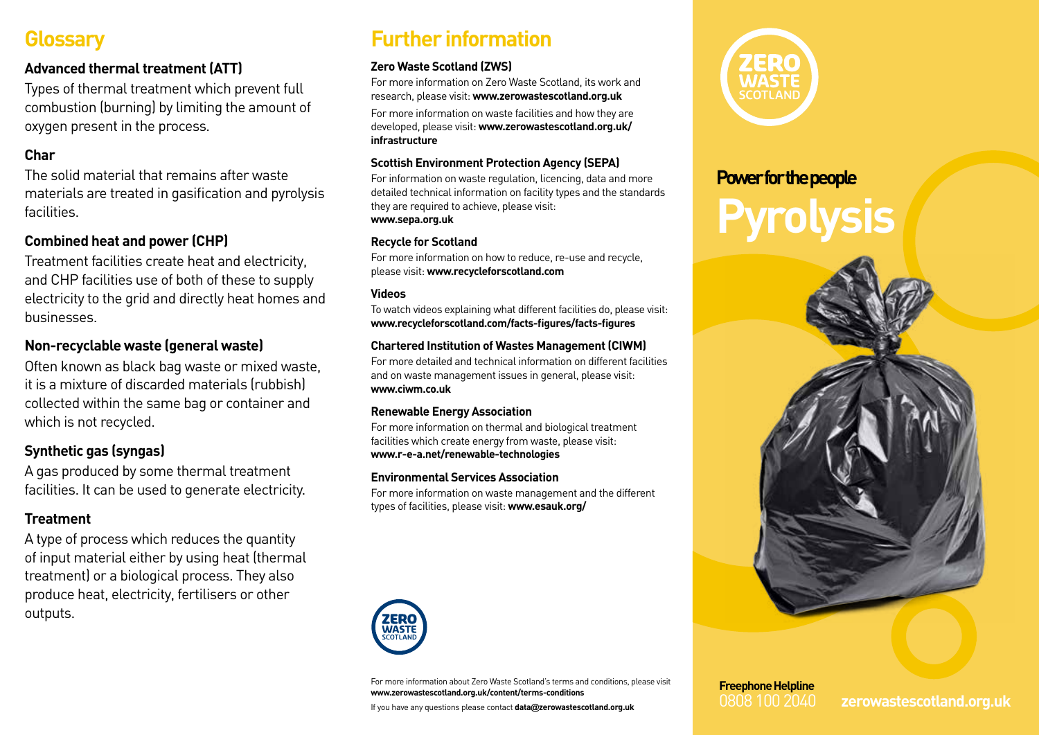## Glossary

### Advanced thermal treatment (ATT)

Types of thermal treatment which prevent full combustion (burning) by limiting the amount of oxygen present in the process.

### Char

The solid material that remains after waste materials are treated in gasification and pyrolysis facilities.

### Combined heat and power (CHP)

Treatment facilities create heat and electricity, and CHP facilities use of both of these to supply electricity to the grid and directly heat homes and businesses.

### Non-recyclable waste (general waste)

Often known as black bag waste or mixed waste, it is a mixture of discarded materials (rubbish) collected within the same bag or container and which is not recycled.

### Synthetic gas (syngas)

A gas produced by some thermal treatment facilities. It can be used to generate electricity.

### Treatment

A type of process which reduces the quantity of input material either by using heat (thermal treatment) or a biological process. They also produce heat, electricity, fertilisers or other outputs.

## Further information

**Zero Waste Scotland (ZWS)**

For more information on Zero Waste Scotland, its work and research, please visit: **www.zerowastescotland.org.uk**

For more information on waste facilities and how they are developed, please visit: **www.zerowastescotland.org.uk/infrastructure**

**Scottish Environment Protection Agency (SEPA)**

For information on waste regulation, licencing, data and more detailed technical information on facility types and the standards they are required to achieve, please visit: **www.sepa.org.uk**

**Recycle for Scotland**

For more information on how to reduce, re-use and recycle, please visit: **www.recycleforscotland.com**

**Videos**

To watch videos explaining what different facilities do, please visit: **www.recycleforscotland.com/facts-figures/facts-figures**

**Chartered Institution of Wastes Management (CIWM)**

For more detailed and technical information on different facilities and on waste management issues in general, please visit: **www.ciwm.co.uk**

**Renewable Energy Association**

For more information on thermal and biological treatment facilities which create energy from waste, please visit: **www.r-e-a.net/renewable-technologies**

**Environmental Services Association**

For more information on waste management and the different types of facilities, please visit: **www.esauk.org/**

For more information about Zero Waste Scotland's terms and conditions, please visit **www.zerowastescotland.org.uk/content/terms-conditions**

If you have any questions please contact **data@zerowastescotland.org.uk**

ZERO WASTE SCOTLAND

**Power for the people**

# Pyrolysis

**Freephone Helpline**
0808 100 2040

**zerowastescotland.org.uk**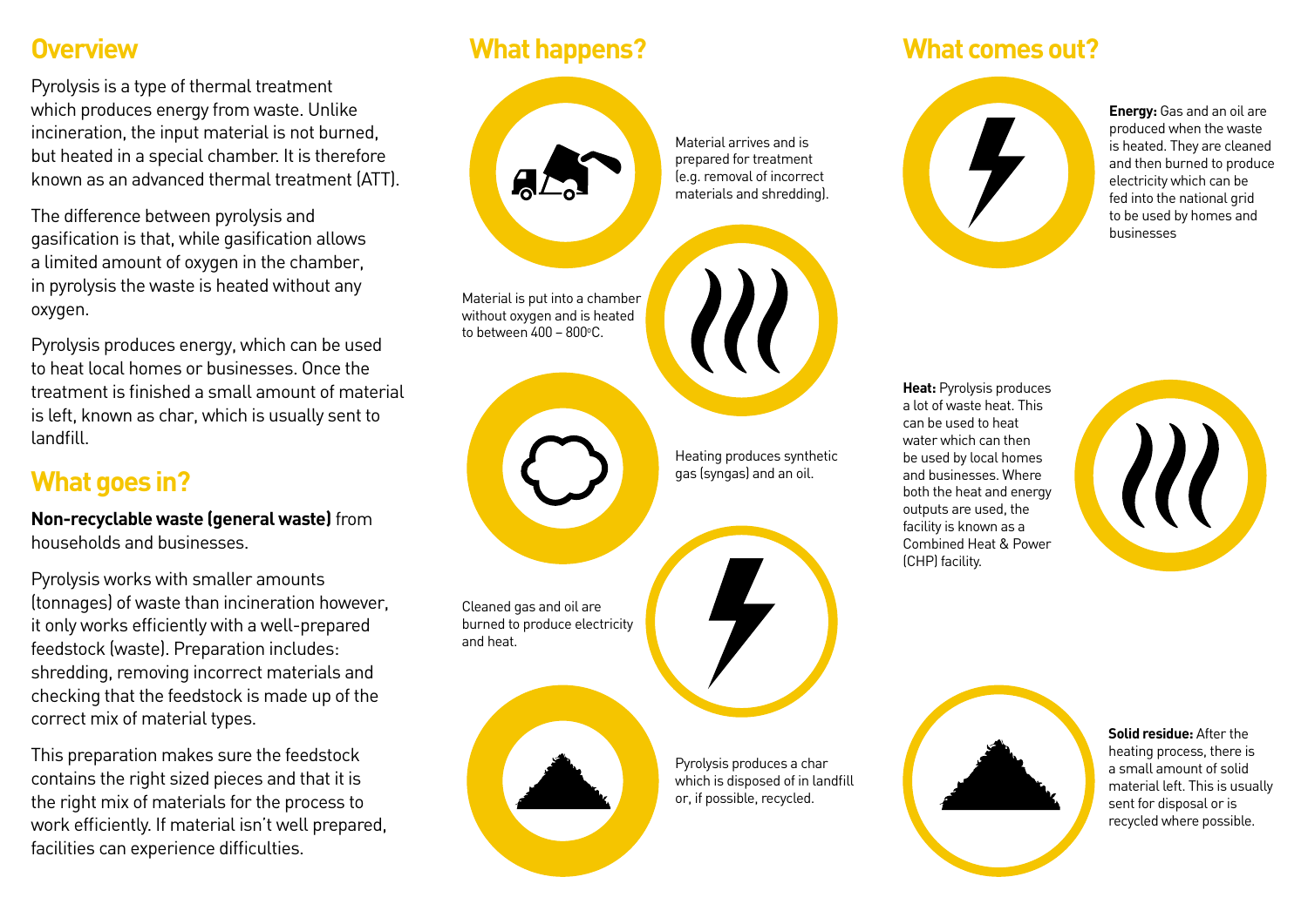## Overview

Pyrolysis is a type of thermal treatment which produces energy from waste. Unlike incineration, the input material is not burned, but heated in a special chamber. It is therefore known as an advanced thermal treatment (ATT).

The difference between pyrolysis and gasification is that, while gasification allows a limited amount of oxygen in the chamber, in pyrolysis the waste is heated without any oxygen.

Pyrolysis produces energy, which can be used to heat local homes or businesses. Once the treatment is finished a small amount of material is left, known as char, which is usually sent to landfill.

## What goes in?

**Non-recyclable waste (general waste)** from households and businesses.

Pyrolysis works with smaller amounts (tonnages) of waste than incineration however, it only works efficiently with a well-prepared feedstock (waste). Preparation includes: shredding, removing incorrect materials and checking that the feedstock is made up of the correct mix of material types.

This preparation makes sure the feedstock contains the right sized pieces and that it is the right mix of materials for the process to work efficiently. If material isn't well prepared, facilities can experience difficulties.

## What happens?

Material arrives and is prepared for treatment (e.g. removal of incorrect materials and shredding).

Material is put into a chamber without oxygen and is heated to between 400 – 800°C.

Heating produces synthetic gas (syngas) and an oil.

Cleaned gas and oil are burned to produce electricity and heat.

Pyrolysis produces a char which is disposed of in landfill or, if possible, recycled.

## What comes out?

**Energy:** Gas and an oil are produced when the waste is heated. They are cleaned and then burned to produce electricity which can be fed into the national grid to be used by homes and businesses

**Heat:** Pyrolysis produces a lot of waste heat. This can be used to heat water which can then be used by local homes and businesses. Where both the heat and energy outputs are used, the facility is known as a Combined Heat & Power (CHP) facility.

**Solid residue:** After the heating process, there is a small amount of solid material left. This is usually sent for disposal or is recycled where possible.